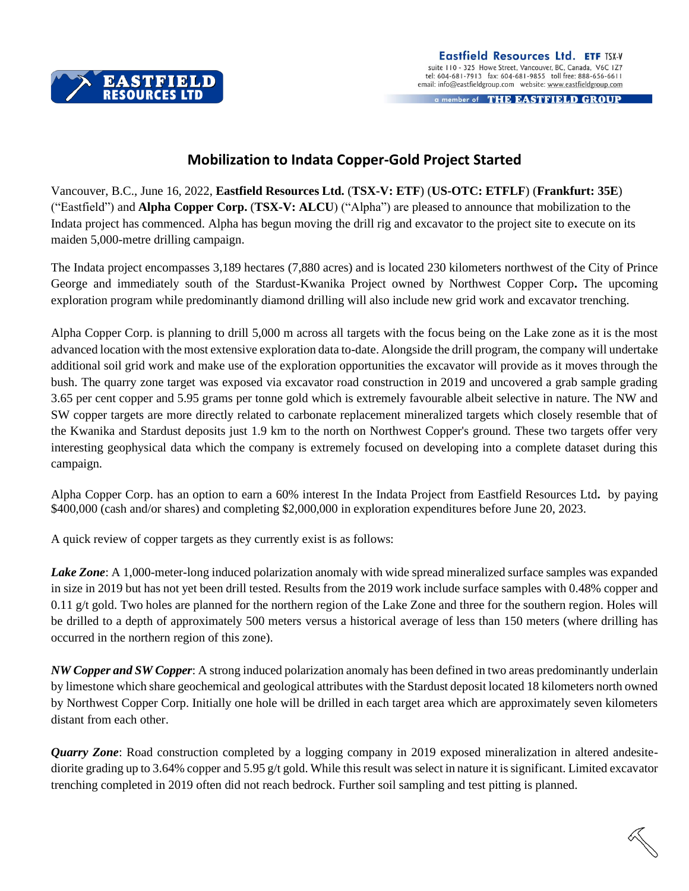Eastfield Resources Ltd. ETF TSX-V
suite 110 - 325 Howe Street, Vancouver, BC, Canada, V6C 1Z7
tel: 604-681-7913 fax: 604-681-9855 toll free: 888-656-6611
email: info@eastfieldgroup.com website: www.eastfieldgroup.com

a member of THE EASTFIELD GROUP

# Mobilization to Indata Copper-Gold Project Started

Vancouver, B.C., June 16, 2022, **Eastfield Resources Ltd.** (**TSX-V: ETF**) (**US-OTC: ETFLF**) (**Frankfurt: 35E**) ("Eastfield") and **Alpha Copper Corp.** (**TSX-V: ALCU**) ("Alpha") are pleased to announce that mobilization to the Indata project has commenced. Alpha has begun moving the drill rig and excavator to the project site to execute on its maiden 5,000-metre drilling campaign.

The Indata project encompasses 3,189 hectares (7,880 acres) and is located 230 kilometers northwest of the City of Prince George and immediately south of the Stardust-Kwanika Project owned by Northwest Copper Corp**.** The upcoming exploration program while predominantly diamond drilling will also include new grid work and excavator trenching.

Alpha Copper Corp. is planning to drill 5,000 m across all targets with the focus being on the Lake zone as it is the most advanced location with the most extensive exploration data to-date. Alongside the drill program, the company will undertake additional soil grid work and make use of the exploration opportunities the excavator will provide as it moves through the bush. The quarry zone target was exposed via excavator road construction in 2019 and uncovered a grab sample grading 3.65 per cent copper and 5.95 grams per tonne gold which is extremely favourable albeit selective in nature. The NW and SW copper targets are more directly related to carbonate replacement mineralized targets which closely resemble that of the Kwanika and Stardust deposits just 1.9 km to the north on Northwest Copper's ground. These two targets offer very interesting geophysical data which the company is extremely focused on developing into a complete dataset during this campaign.

Alpha Copper Corp. has an option to earn a 60% interest In the Indata Project from Eastfield Resources Ltd**.** by paying $400,000 (cash and/or shares) and completing $2,000,000 in exploration expenditures before June 20, 2023.

A quick review of copper targets as they currently exist is as follows:

***Lake Zone***: A 1,000-meter-long induced polarization anomaly with wide spread mineralized surface samples was expanded in size in 2019 but has not yet been drill tested. Results from the 2019 work include surface samples with 0.48% copper and 0.11 g/t gold. Two holes are planned for the northern region of the Lake Zone and three for the southern region. Holes will be drilled to a depth of approximately 500 meters versus a historical average of less than 150 meters (where drilling has occurred in the northern region of this zone).

***NW Copper and SW Copper***: A strong induced polarization anomaly has been defined in two areas predominantly underlain by limestone which share geochemical and geological attributes with the Stardust deposit located 18 kilometers north owned by Northwest Copper Corp. Initially one hole will be drilled in each target area which are approximately seven kilometers distant from each other.

***Quarry Zone***: Road construction completed by a logging company in 2019 exposed mineralization in altered andesite-diorite grading up to 3.64% copper and 5.95 g/t gold. While this result was select in nature it is significant. Limited excavator trenching completed in 2019 often did not reach bedrock. Further soil sampling and test pitting is planned.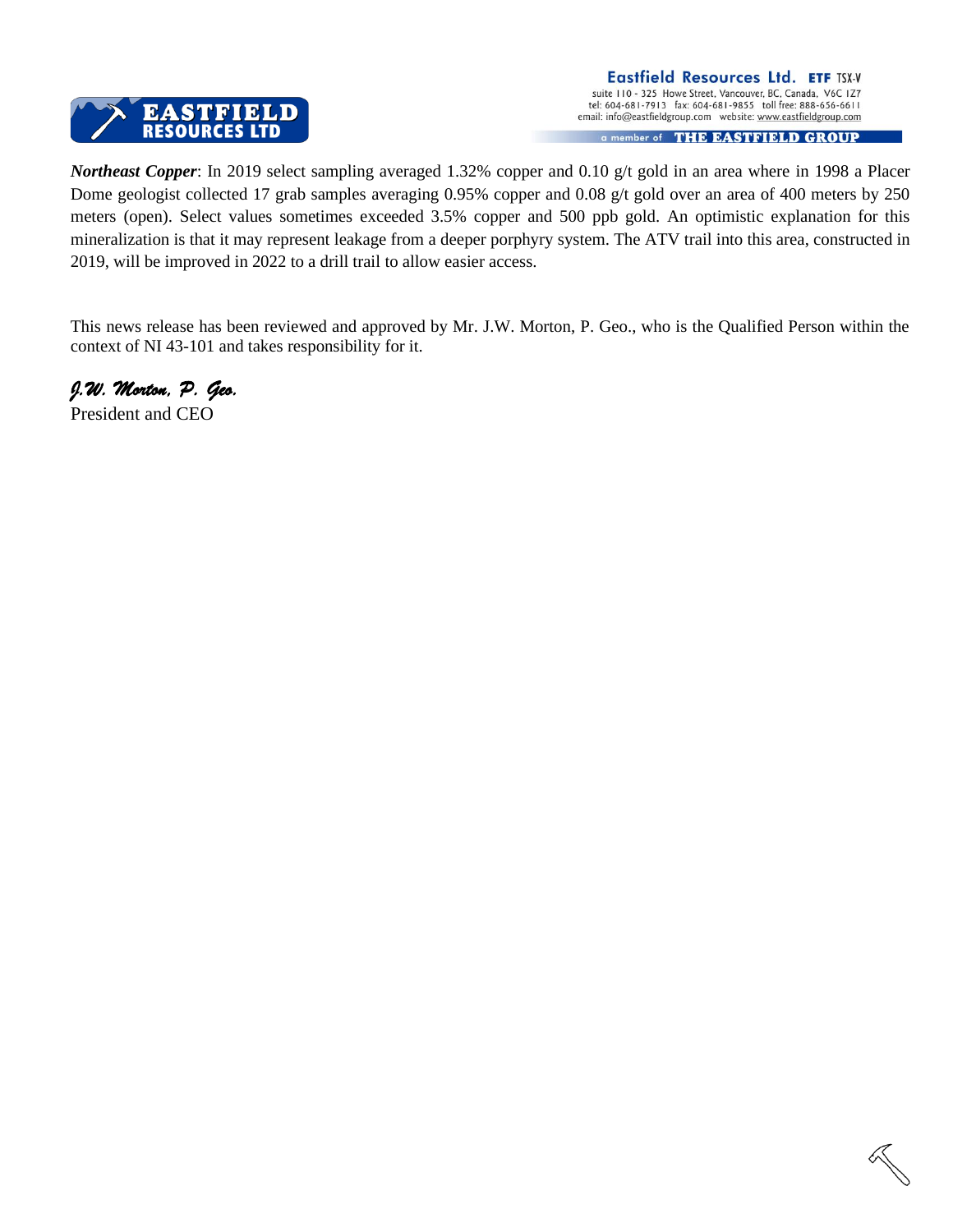***Northeast Copper***: In 2019 select sampling averaged 1.32% copper and 0.10 g/t gold in an area where in 1998 a Placer Dome geologist collected 17 grab samples averaging 0.95% copper and 0.08 g/t gold over an area of 400 meters by 250 meters (open). Select values sometimes exceeded 3.5% copper and 500 ppb gold. An optimistic explanation for this mineralization is that it may represent leakage from a deeper porphyry system. The ATV trail into this area, constructed in 2019, will be improved in 2022 to a drill trail to allow easier access.

This news release has been reviewed and approved by Mr. J.W. Morton, P. Geo., who is the Qualified Person within the context of NI 43-101 and takes responsibility for it.

*J.W. Morton, P. Geo.*
President and CEO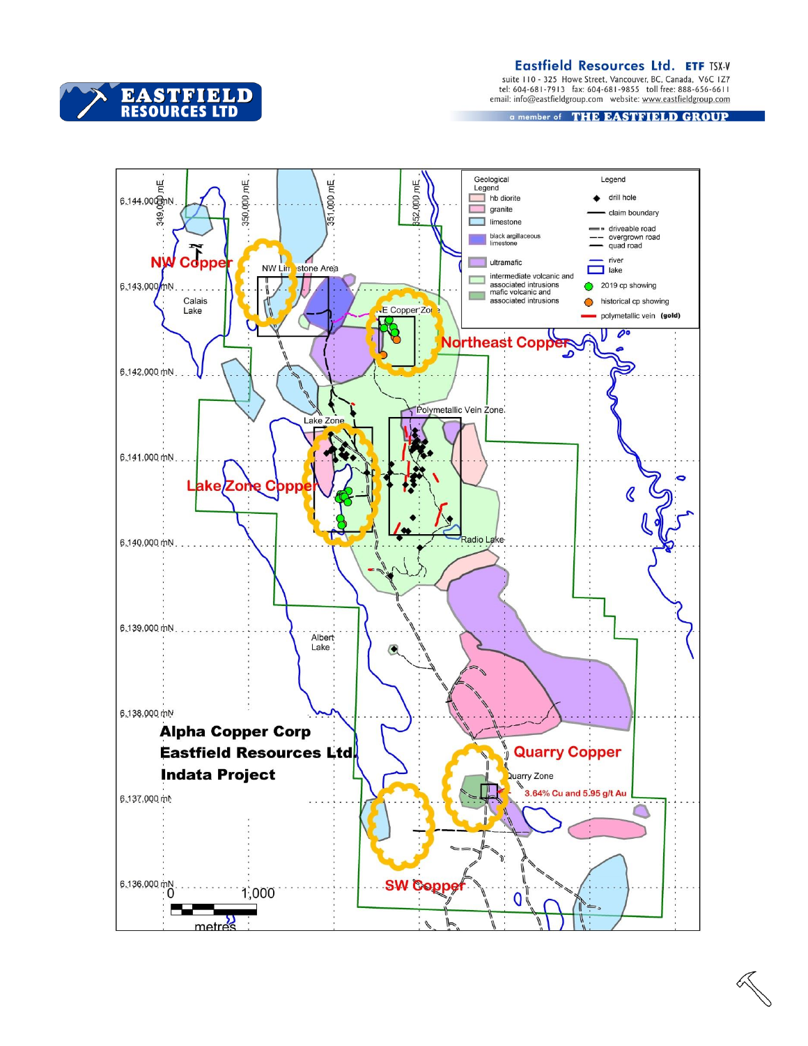**Alpha Copper Corp**
**Eastfield Resources Ltd.**
**Indata Project**

| Geological Legend | Legend |
| --- | --- |
| hb diorite | drill hole |
| granite | claim boundary |
| limestone | driveable road |
| black argillaceous limestone | overgrown road |
| ultramafic | quad road |
| intermediate volcanic and associated intrusions | river |
| mafic volcanic and associated intrusions | lake |
| | 2019 cp showing |
| | historical cp showing |
| | polymetallic vein (gold) |

NW Copper

NW Limestone Area

Calais Lake

NE Copper Zone

Northeast Copper

Polymetallic Vein Zone

Lake Zone

Lake Zone Copper

Radio Lake

Albert Lake

Quarry Copper

Quarry Zone

3.64% Cu and 5.95 g/t Au

SW Copper

6,144,000 mN
6,143,000 mN
6,142,000 mN
6,141,000 mN
6,140,000 mN
6,139,000 mN
6,138,000 mN
6,137,000 mN
6,136,000 mN

349,000 mE
350,000 mE
351,000 mE
352,000 mE

0 1,000
metres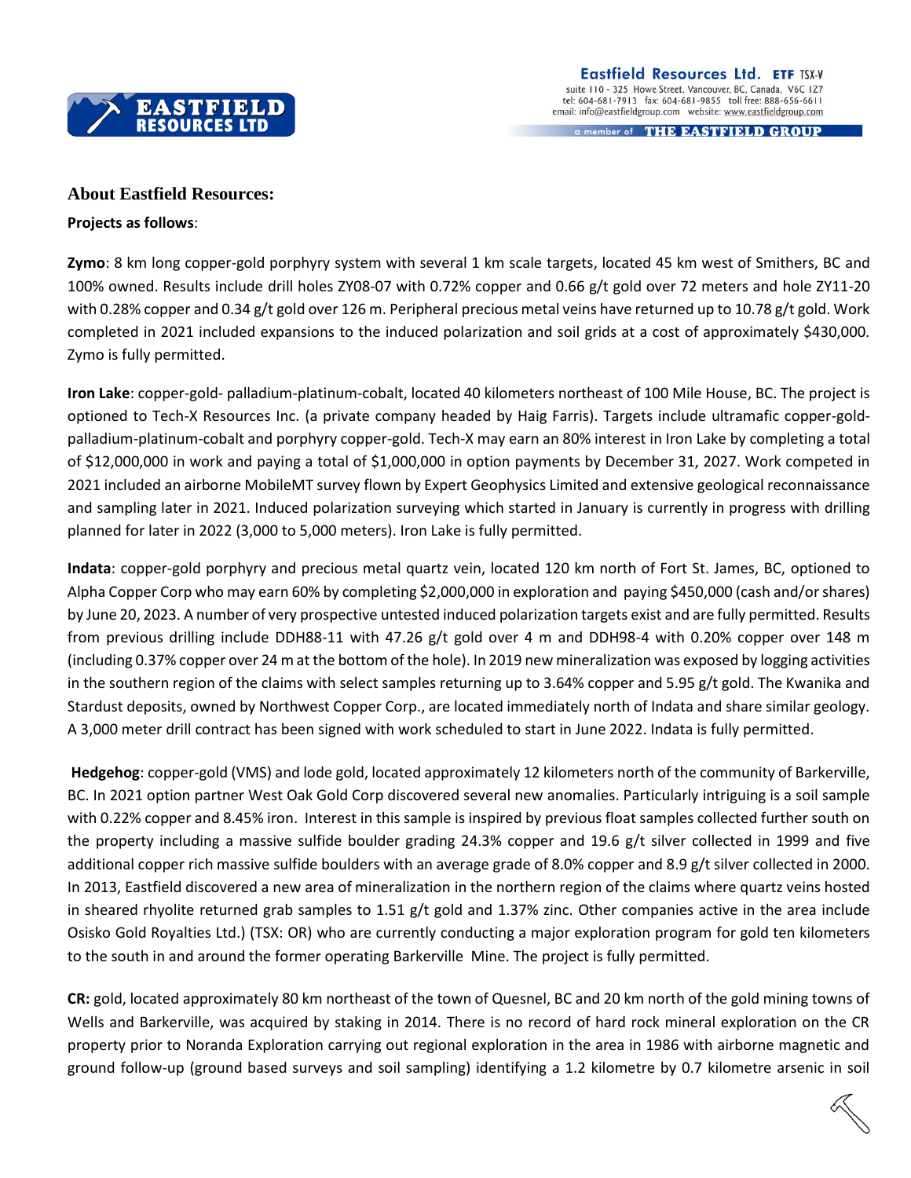## About Eastfield Resources:

**Projects as follows**:

**Zymo**: 8 km long copper-gold porphyry system with several 1 km scale targets, located 45 km west of Smithers, BC and 100% owned. Results include drill holes ZY08-07 with 0.72% copper and 0.66 g/t gold over 72 meters and hole ZY11-20 with 0.28% copper and 0.34 g/t gold over 126 m. Peripheral precious metal veins have returned up to 10.78 g/t gold. Work completed in 2021 included expansions to the induced polarization and soil grids at a cost of approximately $430,000. Zymo is fully permitted.

**Iron Lake**: copper-gold- palladium-platinum-cobalt, located 40 kilometers northeast of 100 Mile House, BC. The project is optioned to Tech-X Resources Inc. (a private company headed by Haig Farris). Targets include ultramafic copper-gold-palladium-platinum-cobalt and porphyry copper-gold. Tech-X may earn an 80% interest in Iron Lake by completing a total of $12,000,000 in work and paying a total of $1,000,000 in option payments by December 31, 2027. Work competed in 2021 included an airborne MobileMT survey flown by Expert Geophysics Limited and extensive geological reconnaissance and sampling later in 2021. Induced polarization surveying which started in January is currently in progress with drilling planned for later in 2022 (3,000 to 5,000 meters). Iron Lake is fully permitted.

**Indata**: copper-gold porphyry and precious metal quartz vein, located 120 km north of Fort St. James, BC, optioned to Alpha Copper Corp who may earn 60% by completing $2,000,000 in exploration and paying $450,000 (cash and/or shares) by June 20, 2023. A number of very prospective untested induced polarization targets exist and are fully permitted. Results from previous drilling include DDH88-11 with 47.26 g/t gold over 4 m and DDH98-4 with 0.20% copper over 148 m (including 0.37% copper over 24 m at the bottom of the hole). In 2019 new mineralization was exposed by logging activities in the southern region of the claims with select samples returning up to 3.64% copper and 5.95 g/t gold. The Kwanika and Stardust deposits, owned by Northwest Copper Corp., are located immediately north of Indata and share similar geology. A 3,000 meter drill contract has been signed with work scheduled to start in June 2022. Indata is fully permitted.

**Hedgehog**: copper-gold (VMS) and lode gold, located approximately 12 kilometers north of the community of Barkerville, BC. In 2021 option partner West Oak Gold Corp discovered several new anomalies. Particularly intriguing is a soil sample with 0.22% copper and 8.45% iron. Interest in this sample is inspired by previous float samples collected further south on the property including a massive sulfide boulder grading 24.3% copper and 19.6 g/t silver collected in 1999 and five additional copper rich massive sulfide boulders with an average grade of 8.0% copper and 8.9 g/t silver collected in 2000. In 2013, Eastfield discovered a new area of mineralization in the northern region of the claims where quartz veins hosted in sheared rhyolite returned grab samples to 1.51 g/t gold and 1.37% zinc. Other companies active in the area include Osisko Gold Royalties Ltd.) (TSX: OR) who are currently conducting a major exploration program for gold ten kilometers to the south in and around the former operating Barkerville Mine. The project is fully permitted.

**CR:** gold, located approximately 80 km northeast of the town of Quesnel, BC and 20 km north of the gold mining towns of Wells and Barkerville, was acquired by staking in 2014. There is no record of hard rock mineral exploration on the CR property prior to Noranda Exploration carrying out regional exploration in the area in 1986 with airborne magnetic and ground follow-up (ground based surveys and soil sampling) identifying a 1.2 kilometre by 0.7 kilometre arsenic in soil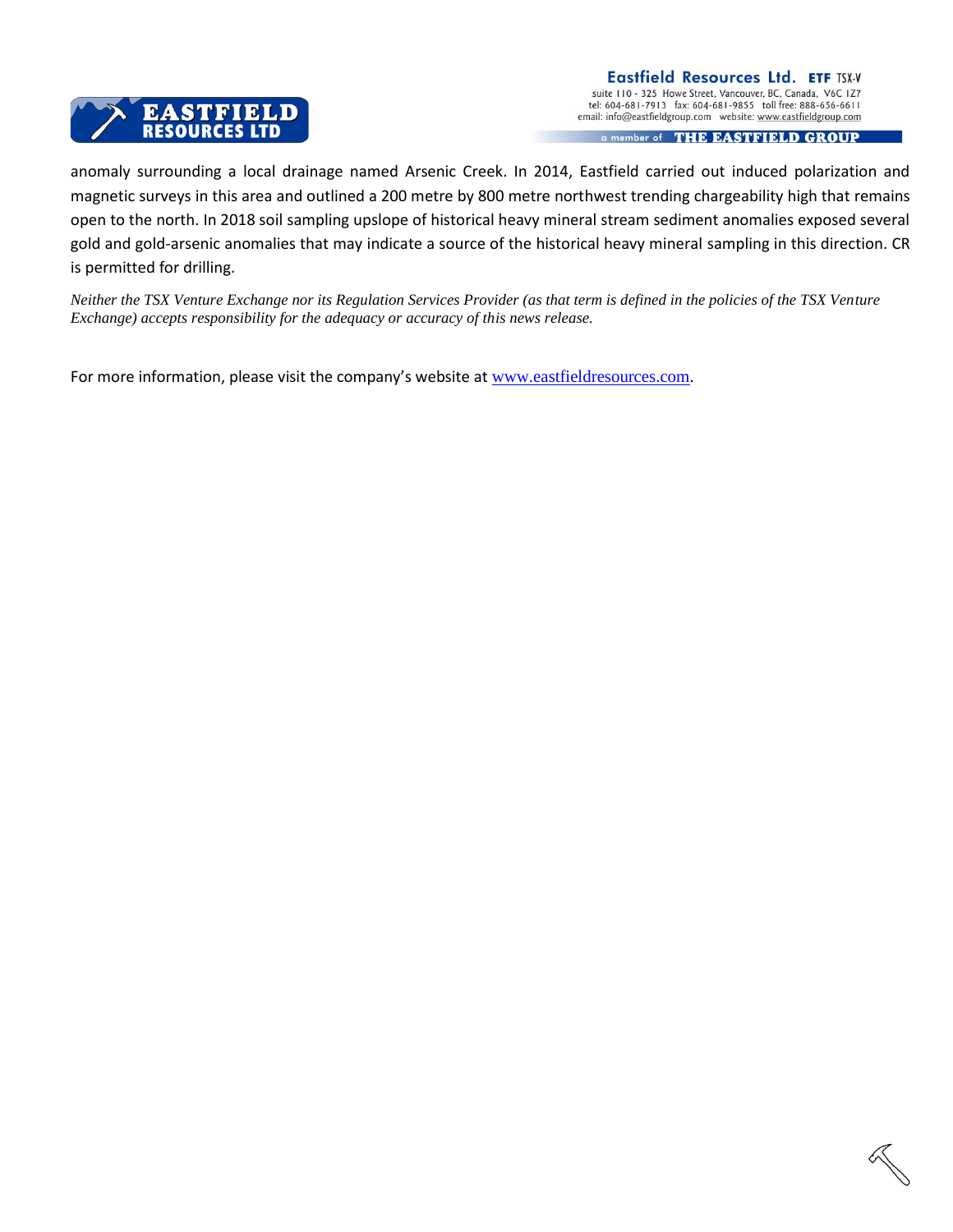anomaly surrounding a local drainage named Arsenic Creek. In 2014, Eastfield carried out induced polarization and magnetic surveys in this area and outlined a 200 metre by 800 metre northwest trending chargeability high that remains open to the north. In 2018 soil sampling upslope of historical heavy mineral stream sediment anomalies exposed several gold and gold-arsenic anomalies that may indicate a source of the historical heavy mineral sampling in this direction. CR is permitted for drilling.

*Neither the TSX Venture Exchange nor its Regulation Services Provider (as that term is defined in the policies of the TSX Venture Exchange) accepts responsibility for the adequacy or accuracy of this news release.*

For more information, please visit the company's website at www.eastfieldresources.com.